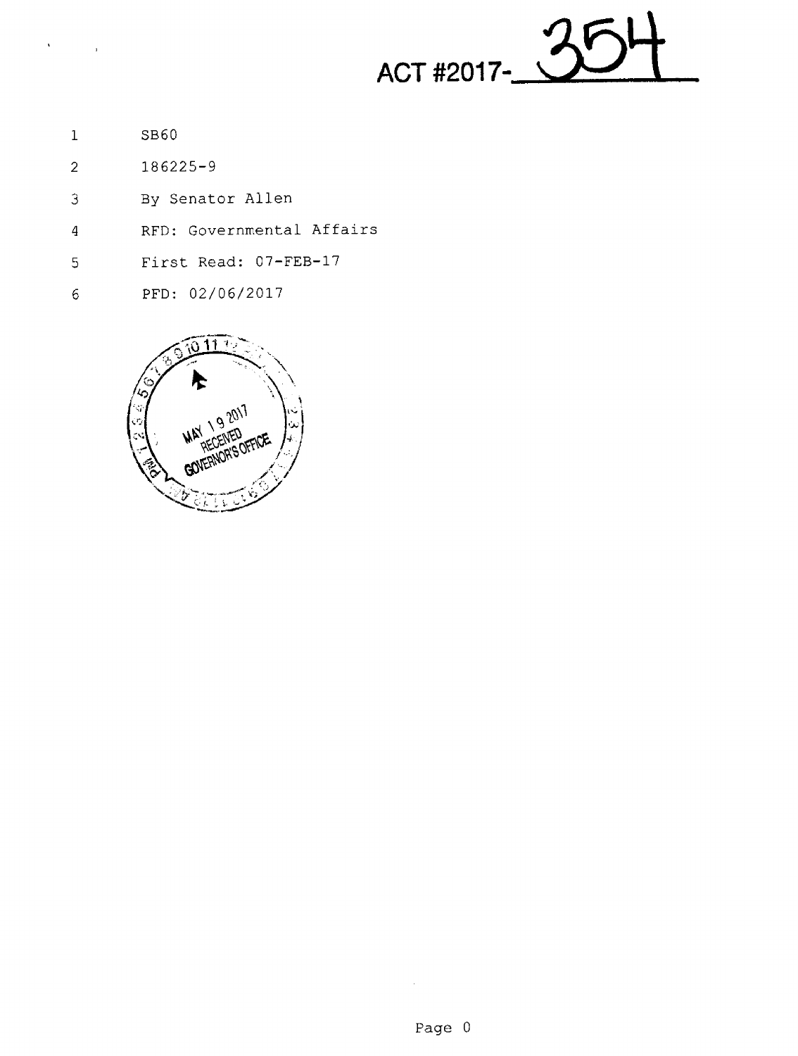ACT #2017-354

SB60

186225-9

By Senator Allen

RFD: Governmental Affairs

First Read: 07-FEB-17

PFD: 02/06/2017

MAY 19 2017
RECEIVED
GOVERNOR'S OFFICE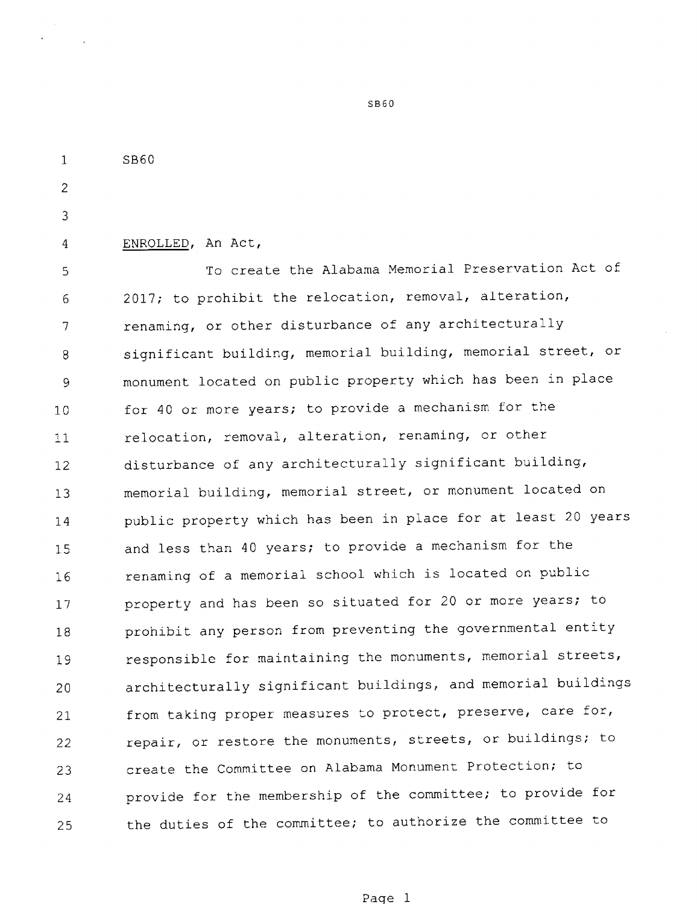SB60

ENROLLED, An Act,

To create the Alabama Memorial Preservation Act of 2017; to prohibit the relocation, removal, alteration, renaming, or other disturbance of any architecturally significant building, memorial building, memorial street, or monument located on public property which has been in place for 40 or more years; to provide a mechanism for the relocation, removal, alteration, renaming, or other disturbance of any architecturally significant building, memorial building, memorial street, or monument located on public property which has been in place for at least 20 years and less than 40 years; to provide a mechanism for the renaming of a memorial school which is located on public property and has been so situated for 20 or more years; to prohibit any person from preventing the governmental entity responsible for maintaining the monuments, memorial streets, architecturally significant buildings, and memorial buildings from taking proper measures to protect, preserve, care for, repair, or restore the monuments, streets, or buildings; to create the Committee on Alabama Monument Protection; to provide for the membership of the committee; to provide for the duties of the committee; to authorize the committee to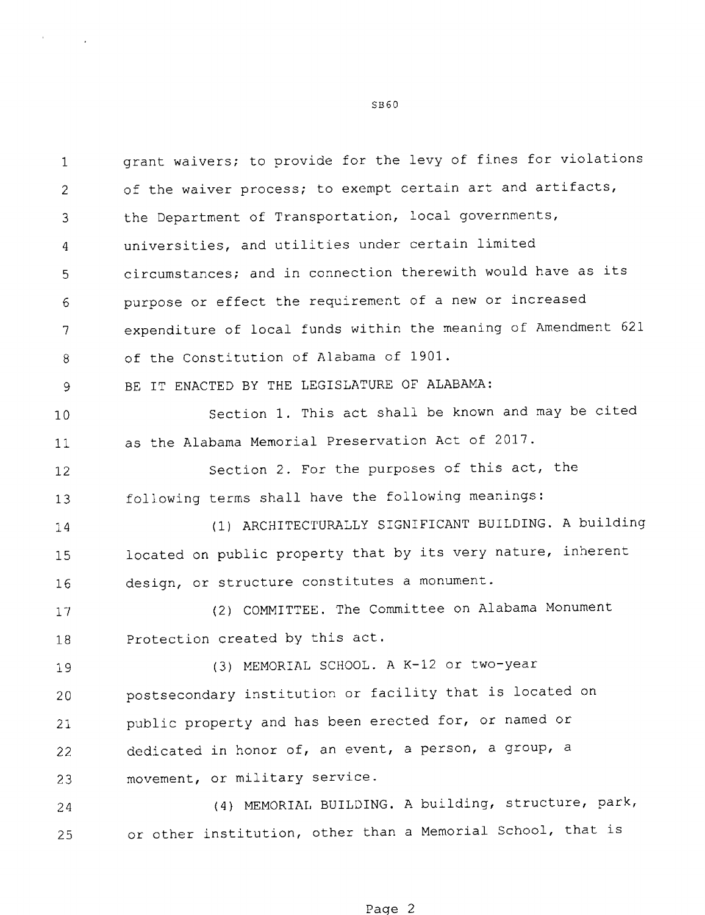grant waivers; to provide for the levy of fines for violations of the waiver process; to exempt certain art and artifacts, the Department of Transportation, local governments, universities, and utilities under certain limited circumstances; and in connection therewith would have as its purpose or effect the requirement of a new or increased expenditure of local funds within the meaning of Amendment 621 of the Constitution of Alabama of 1901.

BE IT ENACTED BY THE LEGISLATURE OF ALABAMA:

Section 1. This act shall be known and may be cited as the Alabama Memorial Preservation Act of 2017.

Section 2. For the purposes of this act, the following terms shall have the following meanings:

(1) ARCHITECTURALLY SIGNIFICANT BUILDING. A building located on public property that by its very nature, inherent design, or structure constitutes a monument.

(2) COMMITTEE. The Committee on Alabama Monument Protection created by this act.

(3) MEMORIAL SCHOOL. A K-12 or two-year postsecondary institution or facility that is located on public property and has been erected for, or named or dedicated in honor of, an event, a person, a group, a movement, or military service.

(4) MEMORIAL BUILDING. A building, structure, park, or other institution, other than a Memorial School, that is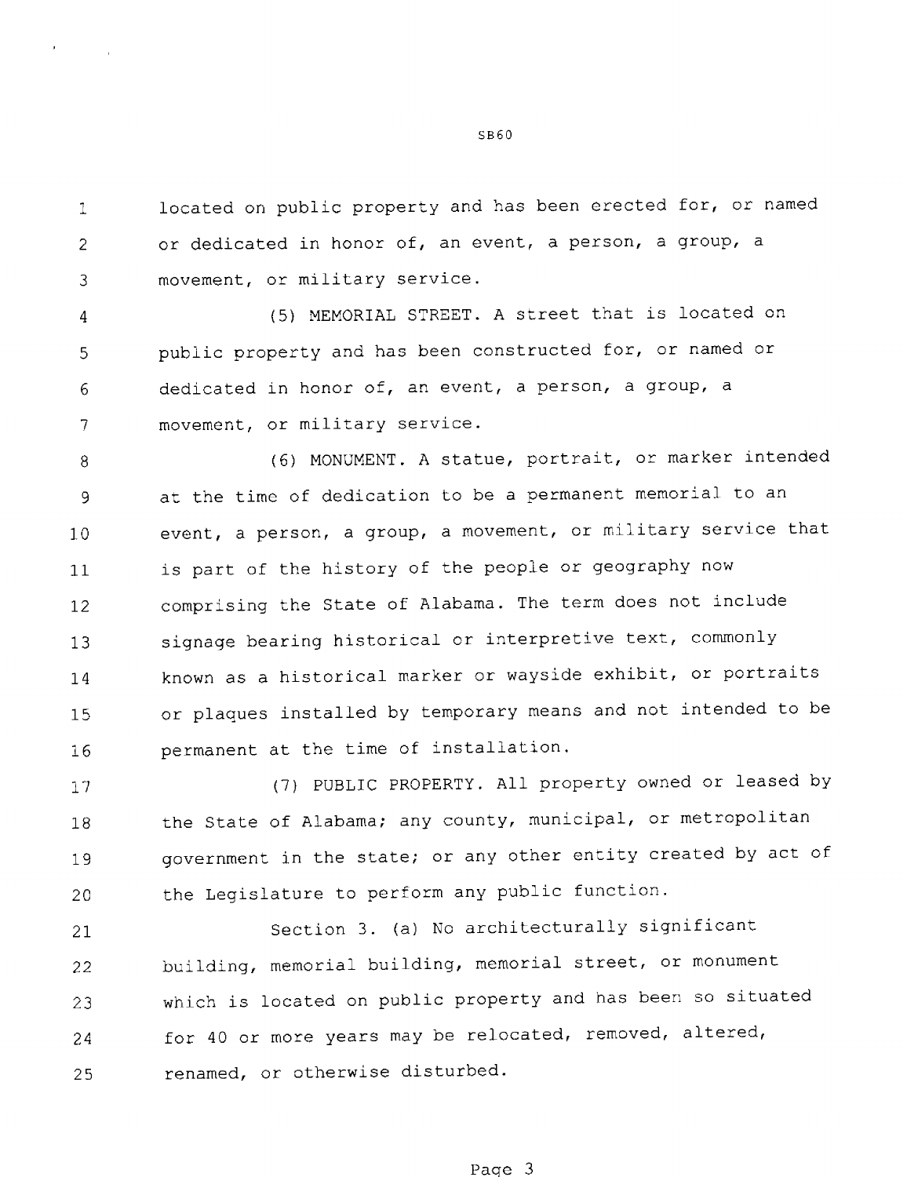located on public property and has been erected for, or named or dedicated in honor of, an event, a person, a group, a movement, or military service.

(5) MEMORIAL STREET. A street that is located on public property and has been constructed for, or named or dedicated in honor of, an event, a person, a group, a movement, or military service.

(6) MONUMENT. A statue, portrait, or marker intended at the time of dedication to be a permanent memorial to an event, a person, a group, a movement, or military service that is part of the history of the people or geography now comprising the State of Alabama. The term does not include signage bearing historical or interpretive text, commonly known as a historical marker or wayside exhibit, or portraits or plaques installed by temporary means and not intended to be permanent at the time of installation.

(7) PUBLIC PROPERTY. All property owned or leased by the State of Alabama; any county, municipal, or metropolitan government in the state; or any other entity created by act of the Legislature to perform any public function.

Section 3. (a) No architecturally significant building, memorial building, memorial street, or monument which is located on public property and has been so situated for 40 or more years may be relocated, removed, altered, renamed, or otherwise disturbed.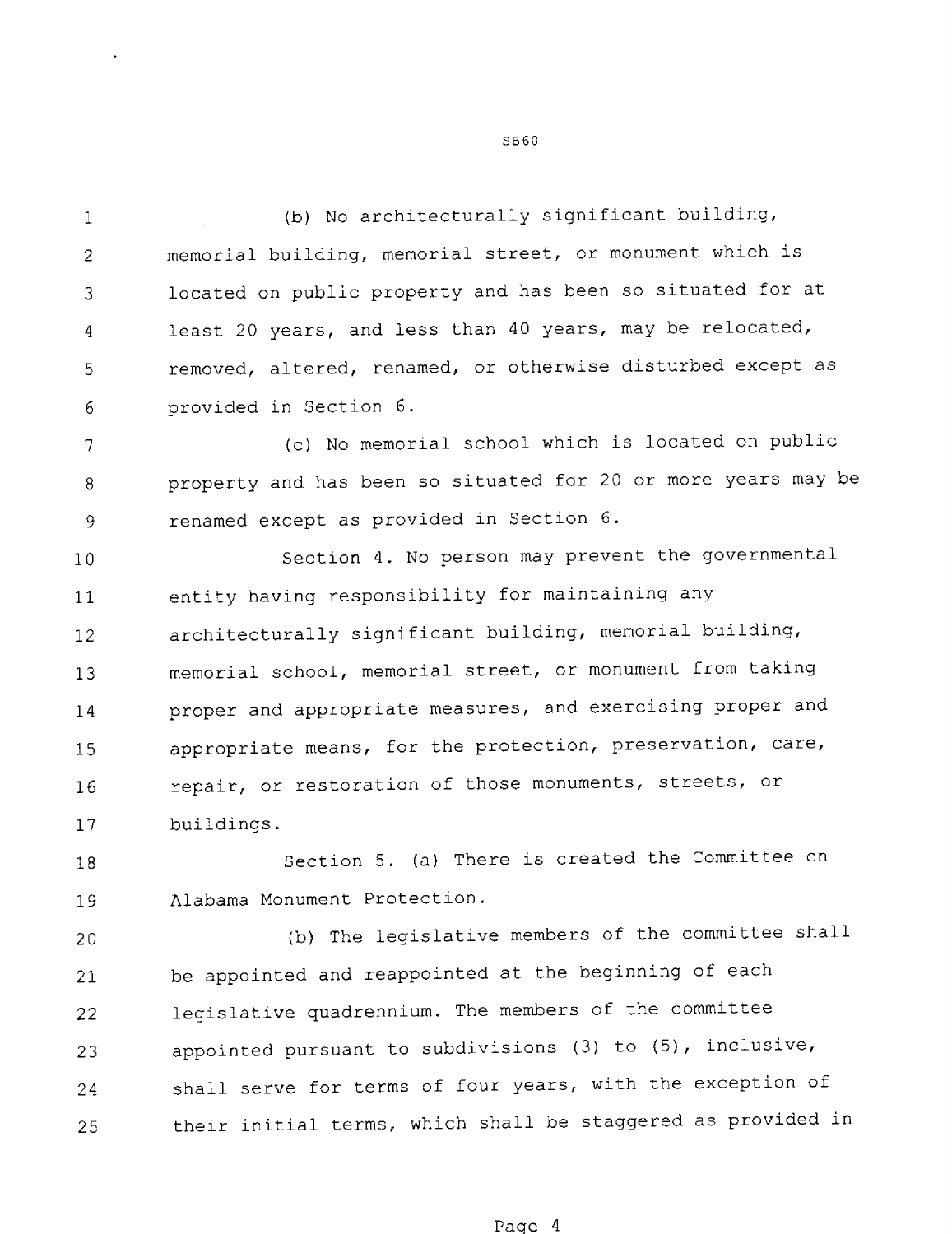(b) No architecturally significant building, memorial building, memorial street, or monument which is located on public property and has been so situated for at least 20 years, and less than 40 years, may be relocated, removed, altered, renamed, or otherwise disturbed except as provided in Section 6.

(c) No memorial school which is located on public property and has been so situated for 20 or more years may be renamed except as provided in Section 6.

Section 4. No person may prevent the governmental entity having responsibility for maintaining any architecturally significant building, memorial building, memorial school, memorial street, or monument from taking proper and appropriate measures, and exercising proper and appropriate means, for the protection, preservation, care, repair, or restoration of those monuments, streets, or buildings.

Section 5. (a) There is created the Committee on Alabama Monument Protection.

(b) The legislative members of the committee shall be appointed and reappointed at the beginning of each legislative quadrennium. The members of the committee appointed pursuant to subdivisions (3) to (5), inclusive, shall serve for terms of four years, with the exception of their initial terms, which shall be staggered as provided in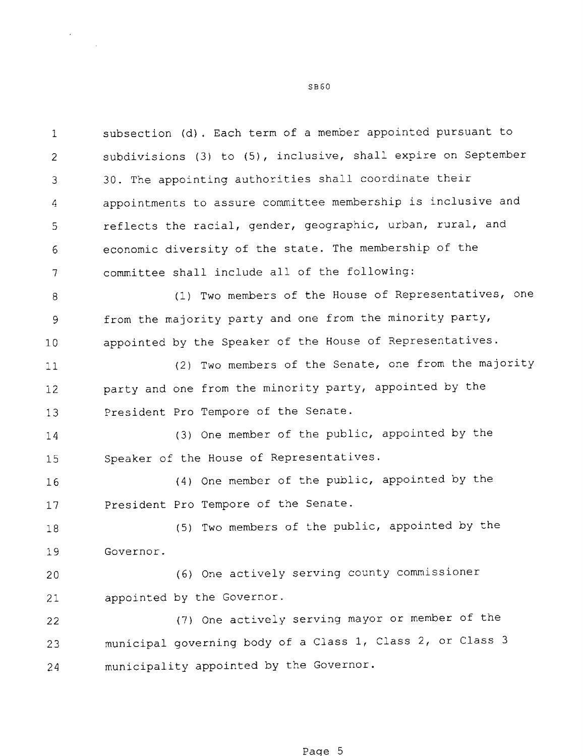subsection (d). Each term of a member appointed pursuant to subdivisions (3) to (5), inclusive, shall expire on September 30. The appointing authorities shall coordinate their appointments to assure committee membership is inclusive and reflects the racial, gender, geographic, urban, rural, and economic diversity of the state. The membership of the committee shall include all of the following:

(1) Two members of the House of Representatives, one from the majority party and one from the minority party, appointed by the Speaker of the House of Representatives.

(2) Two members of the Senate, one from the majority party and one from the minority party, appointed by the President Pro Tempore of the Senate.

(3) One member of the public, appointed by the Speaker of the House of Representatives.

(4) One member of the public, appointed by the President Pro Tempore of the Senate.

(5) Two members of the public, appointed by the Governor.

(6) One actively serving county commissioner appointed by the Governor.

(7) One actively serving mayor or member of the municipal governing body of a Class 1, Class 2, or Class 3 municipality appointed by the Governor.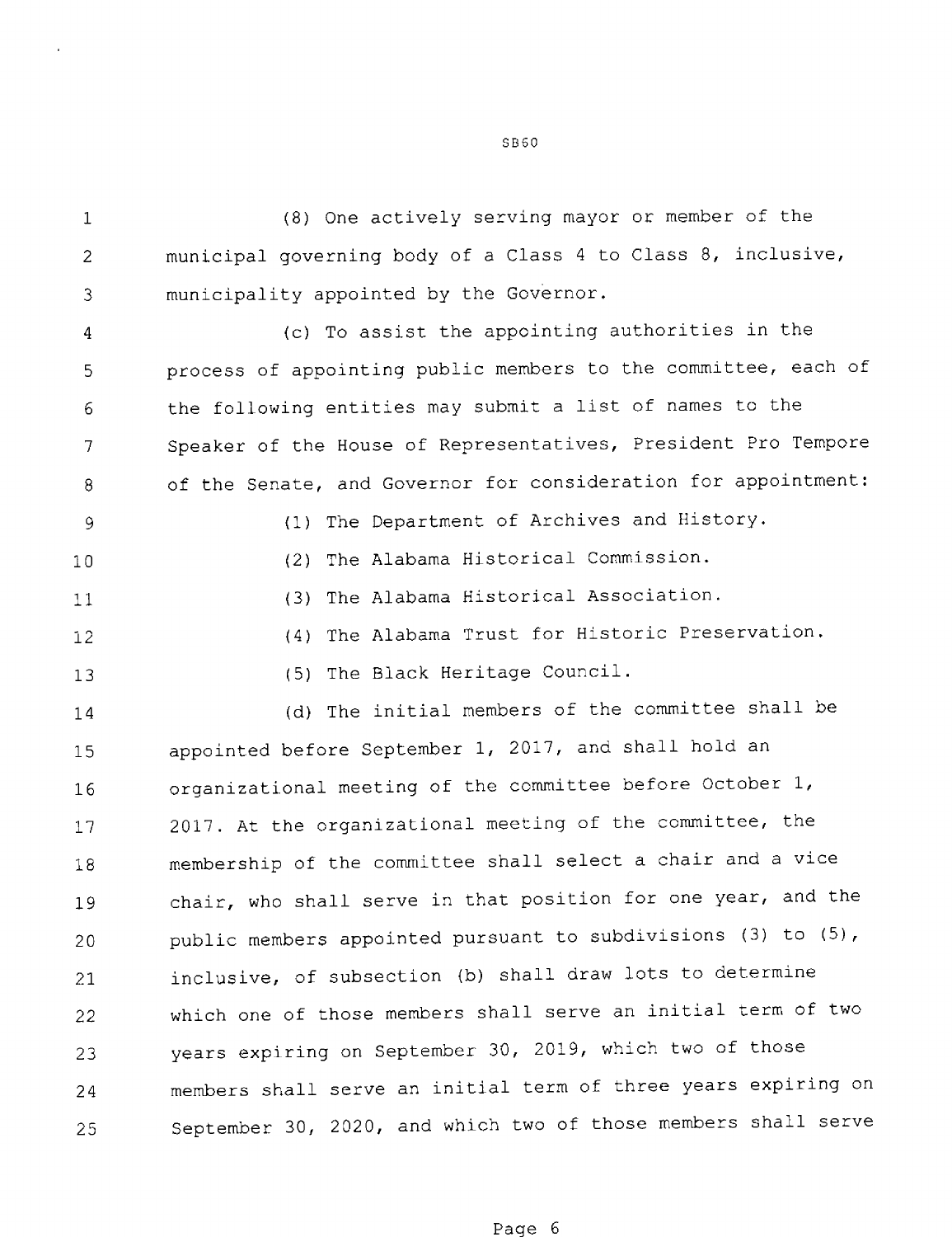(8) One actively serving mayor or member of the municipal governing body of a Class 4 to Class 8, inclusive, municipality appointed by the Governor.

(c) To assist the appointing authorities in the process of appointing public members to the committee, each of the following entities may submit a list of names to the Speaker of the House of Representatives, President Pro Tempore of the Senate, and Governor for consideration for appointment:

(1) The Department of Archives and History.

(2) The Alabama Historical Commission.

(3) The Alabama Historical Association.

(4) The Alabama Trust for Historic Preservation.

(5) The Black Heritage Council.

(d) The initial members of the committee shall be appointed before September 1, 2017, and shall hold an organizational meeting of the committee before October 1, 2017. At the organizational meeting of the committee, the membership of the committee shall select a chair and a vice chair, who shall serve in that position for one year, and the public members appointed pursuant to subdivisions (3) to (5), inclusive, of subsection (b) shall draw lots to determine which one of those members shall serve an initial term of two years expiring on September 30, 2019, which two of those members shall serve an initial term of three years expiring on September 30, 2020, and which two of those members shall serve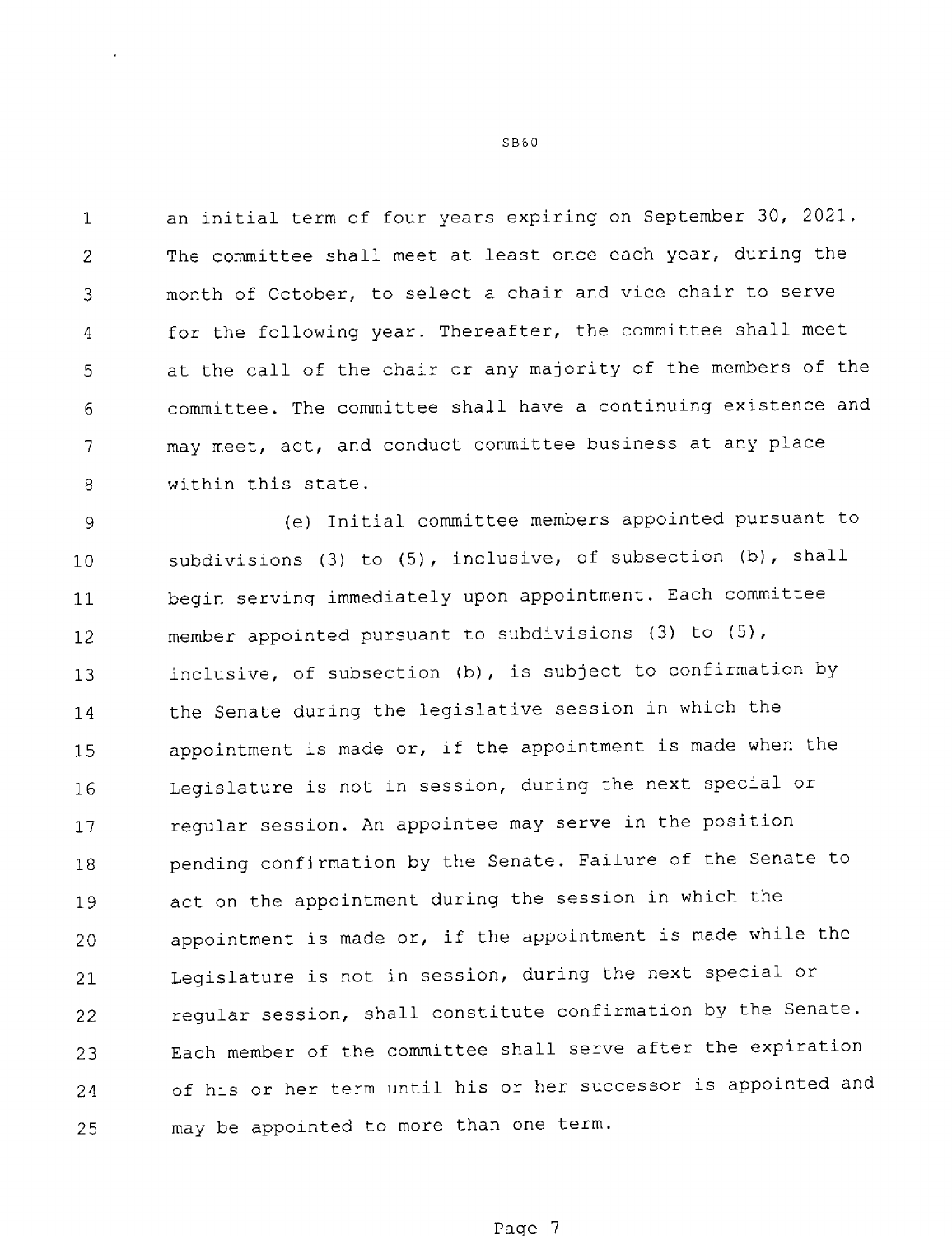an initial term of four years expiring on September 30, 2021. The committee shall meet at least once each year, during the month of October, to select a chair and vice chair to serve for the following year. Thereafter, the committee shall meet at the call of the chair or any majority of the members of the committee. The committee shall have a continuing existence and may meet, act, and conduct committee business at any place within this state.

(e) Initial committee members appointed pursuant to subdivisions (3) to (5), inclusive, of subsection (b), shall begin serving immediately upon appointment. Each committee member appointed pursuant to subdivisions (3) to (5), inclusive, of subsection (b), is subject to confirmation by the Senate during the legislative session in which the appointment is made or, if the appointment is made when the Legislature is not in session, during the next special or regular session. An appointee may serve in the position pending confirmation by the Senate. Failure of the Senate to act on the appointment during the session in which the appointment is made or, if the appointment is made while the Legislature is not in session, during the next special or regular session, shall constitute confirmation by the Senate. Each member of the committee shall serve after the expiration of his or her term until his or her successor is appointed and may be appointed to more than one term.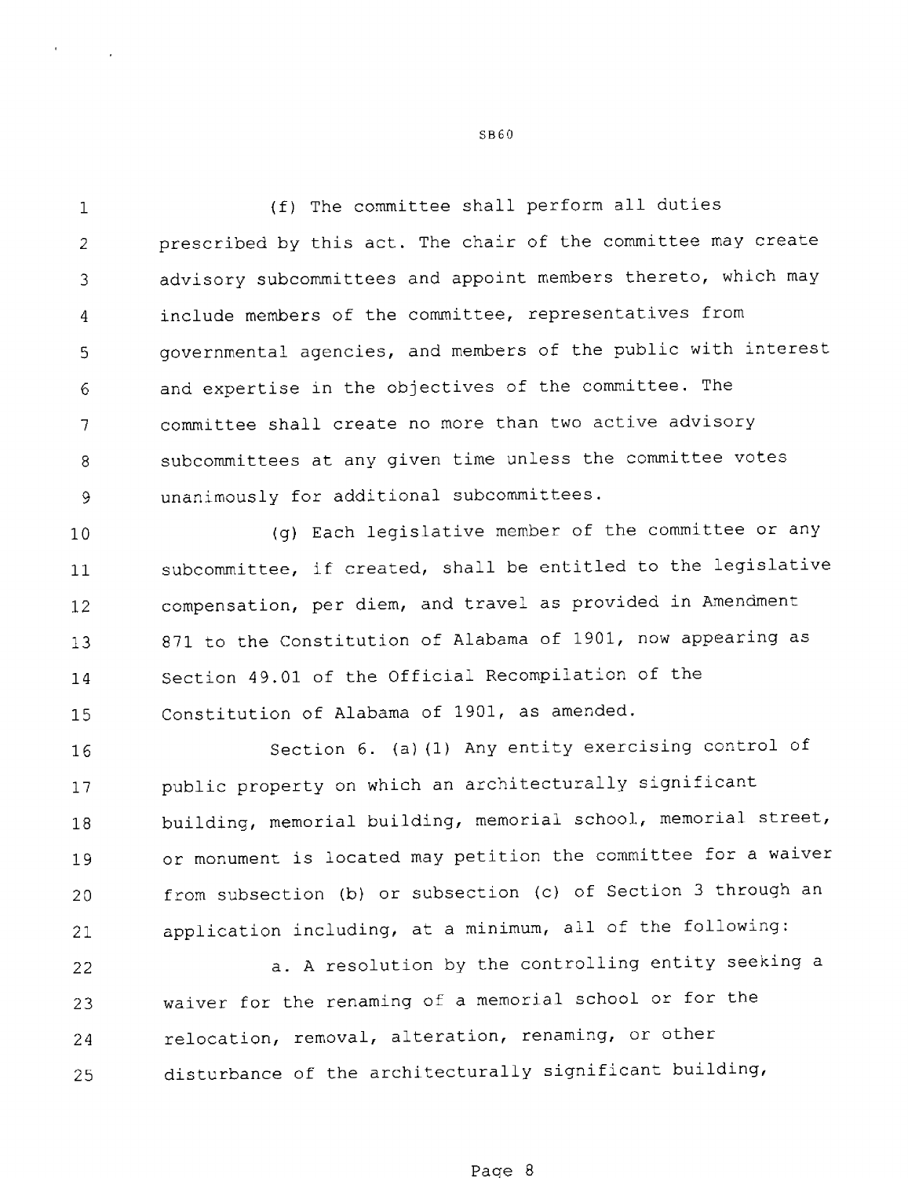(f) The committee shall perform all duties prescribed by this act. The chair of the committee may create advisory subcommittees and appoint members thereto, which may include members of the committee, representatives from governmental agencies, and members of the public with interest and expertise in the objectives of the committee. The committee shall create no more than two active advisory subcommittees at any given time unless the committee votes unanimously for additional subcommittees.

(g) Each legislative member of the committee or any subcommittee, if created, shall be entitled to the legislative compensation, per diem, and travel as provided in Amendment 871 to the Constitution of Alabama of 1901, now appearing as Section 49.01 of the Official Recompilation of the Constitution of Alabama of 1901, as amended.

Section 6. (a)(1) Any entity exercising control of public property on which an architecturally significant building, memorial building, memorial school, memorial street, or monument is located may petition the committee for a waiver from subsection (b) or subsection (c) of Section 3 through an application including, at a minimum, all of the following:

a. A resolution by the controlling entity seeking a waiver for the renaming of a memorial school or for the relocation, removal, alteration, renaming, or other disturbance of the architecturally significant building,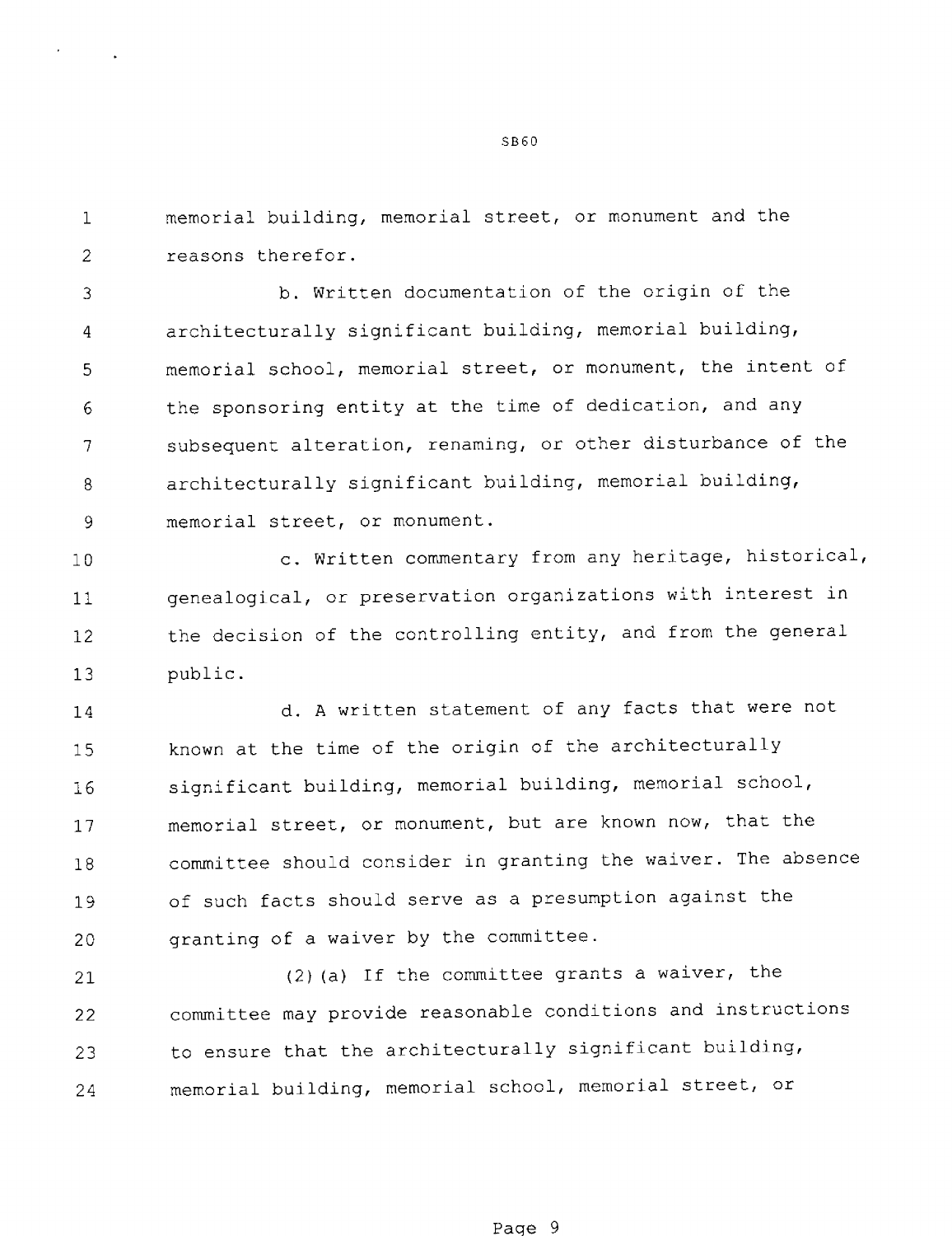memorial building, memorial street, or monument and the reasons therefor.

b. Written documentation of the origin of the architecturally significant building, memorial building, memorial school, memorial street, or monument, the intent of the sponsoring entity at the time of dedication, and any subsequent alteration, renaming, or other disturbance of the architecturally significant building, memorial building, memorial street, or monument.

c. Written commentary from any heritage, historical, genealogical, or preservation organizations with interest in the decision of the controlling entity, and from the general public.

d. A written statement of any facts that were not known at the time of the origin of the architecturally significant building, memorial building, memorial school, memorial street, or monument, but are known now, that the committee should consider in granting the waiver. The absence of such facts should serve as a presumption against the granting of a waiver by the committee.

(2)(a) If the committee grants a waiver, the committee may provide reasonable conditions and instructions to ensure that the architecturally significant building, memorial building, memorial school, memorial street, or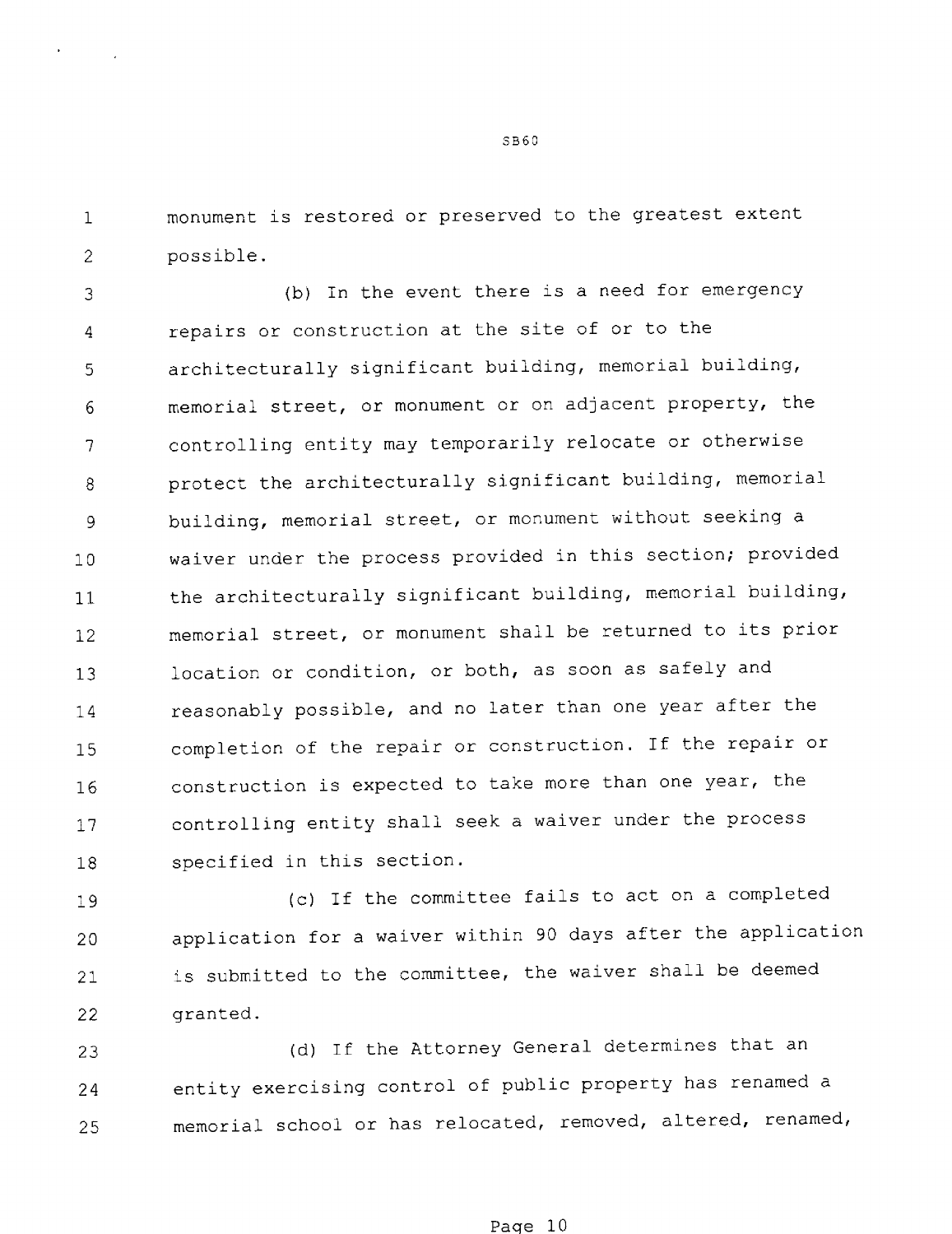monument is restored or preserved to the greatest extent possible.

(b) In the event there is a need for emergency repairs or construction at the site of or to the architecturally significant building, memorial building, memorial street, or monument or on adjacent property, the controlling entity may temporarily relocate or otherwise protect the architecturally significant building, memorial building, memorial street, or monument without seeking a waiver under the process provided in this section; provided the architecturally significant building, memorial building, memorial street, or monument shall be returned to its prior location or condition, or both, as soon as safely and reasonably possible, and no later than one year after the completion of the repair or construction. If the repair or construction is expected to take more than one year, the controlling entity shall seek a waiver under the process specified in this section.

(c) If the committee fails to act on a completed application for a waiver within 90 days after the application is submitted to the committee, the waiver shall be deemed granted.

(d) If the Attorney General determines that an entity exercising control of public property has renamed a memorial school or has relocated, removed, altered, renamed,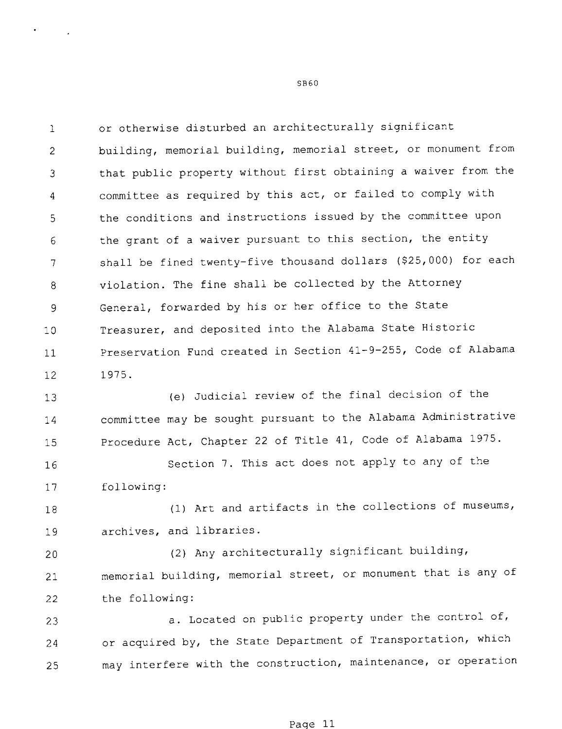or otherwise disturbed an architecturally significant building, memorial building, memorial street, or monument from that public property without first obtaining a waiver from the committee as required by this act, or failed to comply with the conditions and instructions issued by the committee upon the grant of a waiver pursuant to this section, the entity shall be fined twenty-five thousand dollars ($25,000) for each violation. The fine shall be collected by the Attorney General, forwarded by his or her office to the State Treasurer, and deposited into the Alabama State Historic Preservation Fund created in Section 41-9-255, Code of Alabama 1975.

(e) Judicial review of the final decision of the committee may be sought pursuant to the Alabama Administrative Procedure Act, Chapter 22 of Title 41, Code of Alabama 1975.

Section 7. This act does not apply to any of the following:

(1) Art and artifacts in the collections of museums, archives, and libraries.

(2) Any architecturally significant building, memorial building, memorial street, or monument that is any of the following:

a. Located on public property under the control of, or acquired by, the State Department of Transportation, which may interfere with the construction, maintenance, or operation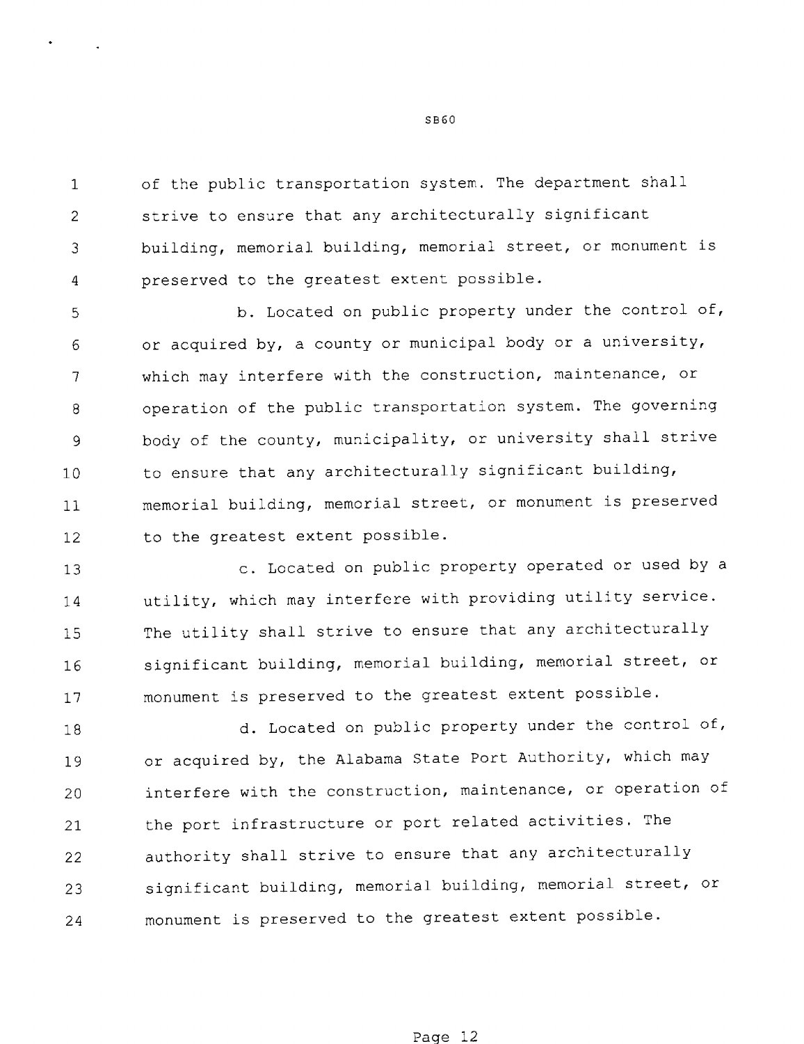of the public transportation system. The department shall strive to ensure that any architecturally significant building, memorial building, memorial street, or monument is preserved to the greatest extent possible.

b. Located on public property under the control of, or acquired by, a county or municipal body or a university, which may interfere with the construction, maintenance, or operation of the public transportation system. The governing body of the county, municipality, or university shall strive to ensure that any architecturally significant building, memorial building, memorial street, or monument is preserved to the greatest extent possible.

c. Located on public property operated or used by a utility, which may interfere with providing utility service. The utility shall strive to ensure that any architecturally significant building, memorial building, memorial street, or monument is preserved to the greatest extent possible.

d. Located on public property under the control of, or acquired by, the Alabama State Port Authority, which may interfere with the construction, maintenance, or operation of the port infrastructure or port related activities. The authority shall strive to ensure that any architecturally significant building, memorial building, memorial street, or monument is preserved to the greatest extent possible.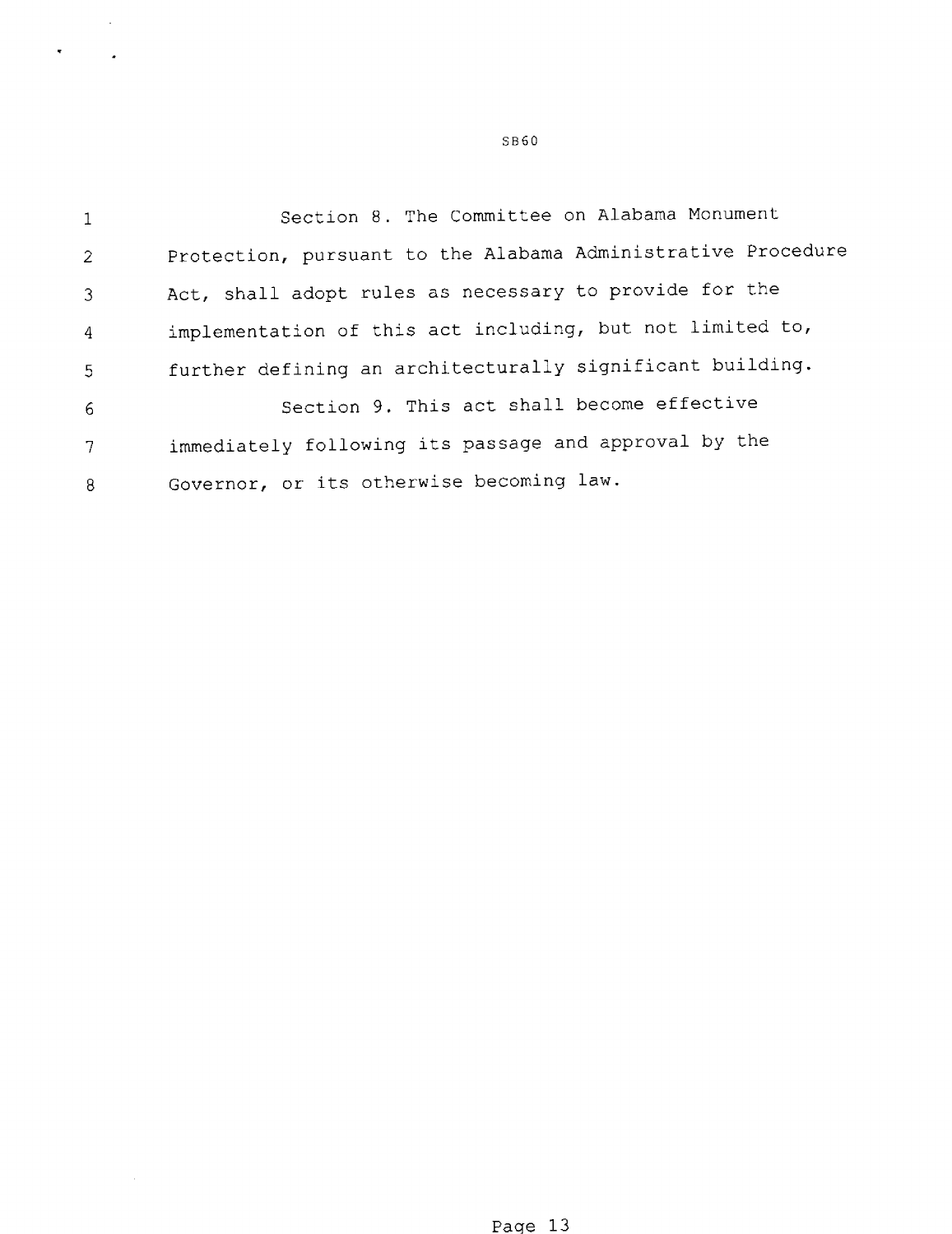Section 8. The Committee on Alabama Monument Protection, pursuant to the Alabama Administrative Procedure Act, shall adopt rules as necessary to provide for the implementation of this act including, but not limited to, further defining an architecturally significant building.

Section 9. This act shall become effective immediately following its passage and approval by the Governor, or its otherwise becoming law.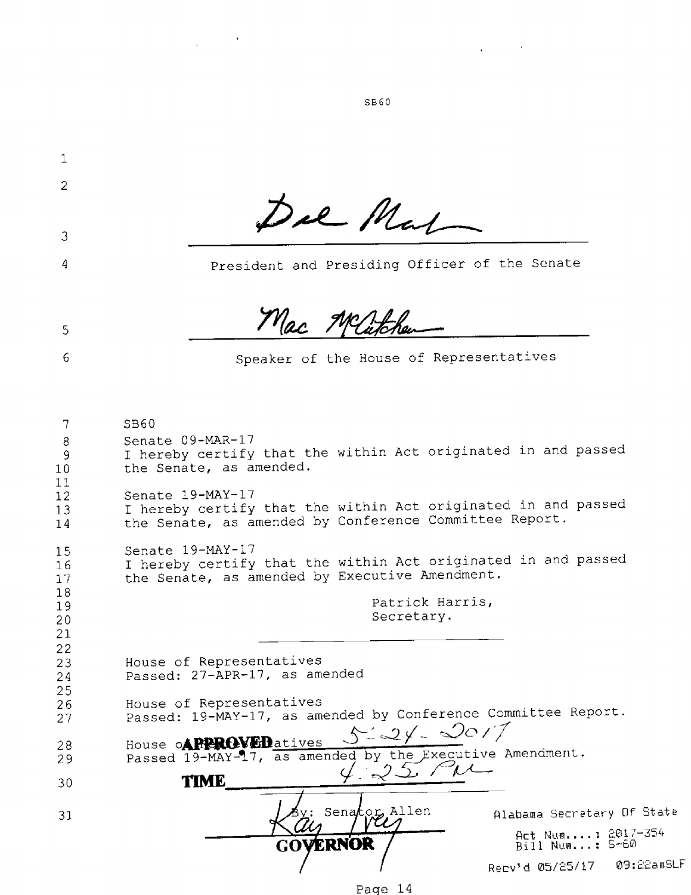SB60

Del Marsh

President and Presiding Officer of the Senate

Mac McCutcheon

Speaker of the House of Representatives

SB60

Senate 09-MAR-17
I hereby certify that the within Act originated in and passed the Senate, as amended.

Senate 19-MAY-17
I hereby certify that the within Act originated in and passed the Senate, as amended by Conference Committee Report.

Senate 19-MAY-17
I hereby certify that the within Act originated in and passed the Senate, as amended by Executive Amendment.

Patrick Harris,
Secretary.

House of Representatives
Passed: 27-APR-17, as amended

House of Representatives
Passed: 19-MAY-17, as amended by Conference Committee Report.

House of Representatives
Passed 19-MAY-17, as amended by the Executive Amendment.

**APPROVED** 5-24-2017

**TIME** 4:25 PM

By: Senator Allen

Kay Ivey

**GOVERNOR**

Alabama Secretary Of State

Act Num....: 2017-354
Bill Num...: S-60

Recv'd 05/25/17 09:22amSLF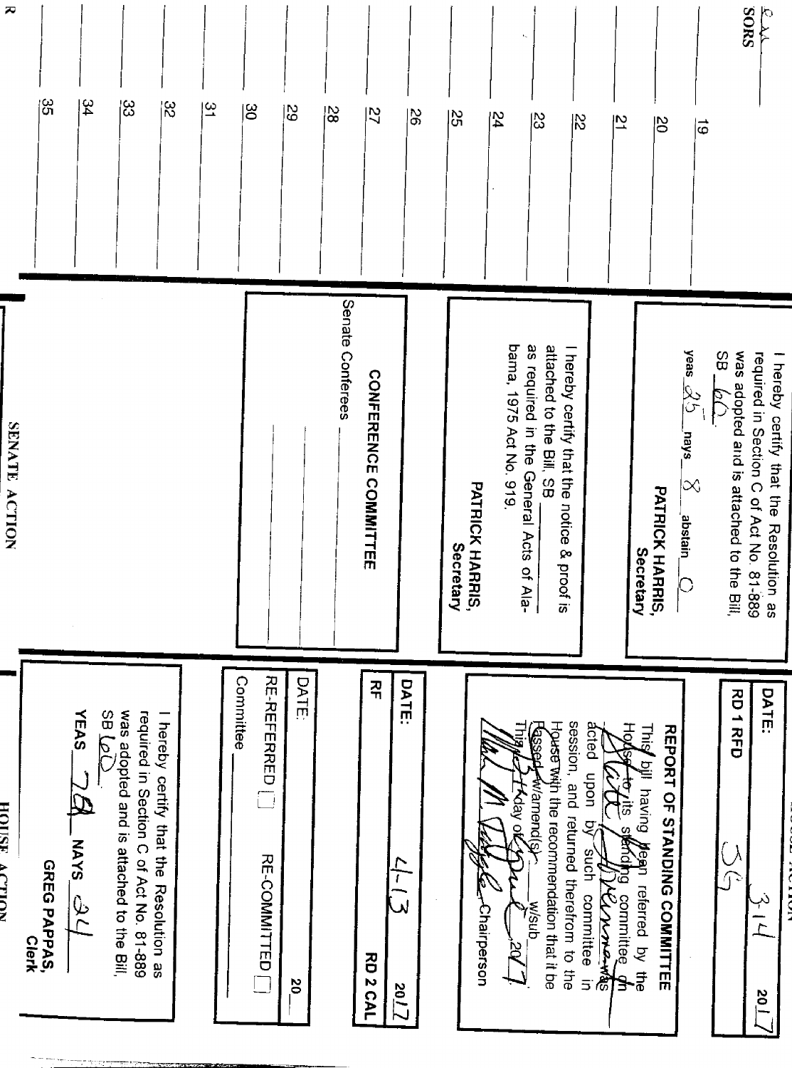SORS

19

20

21

22

23

24

25

26

27

28

29

30

31

32

33

34

35

I hereby certify that the Resolution as required in Section C of Act No. 81-889 was adopted and is attached to the Bill, SB 60.

yeas 25 nays 8 abstain 0

**PATRICK HARRIS,**
**Secretary**

I hereby certify that the notice & proof is attached to the Bill, SB ______ as required in the General Acts of Alabama, 1975 Act No. 919.

**PATRICK HARRIS,**
**Secretary**

**CONFERENCE COMMITTEE**

Senate Conferees ______

SENATE ACTION

HOUSE ACTION

| | |
|---|---|
| DATE: 3-14 | 2017 |
| RD 1 RFD | 56 |

**REPORT OF STANDING COMMITTEE**

This bill having been referred by the House to its standing committee on State Government was acted upon by such committee in session, and returned therefrom to the House with the recommendation that it be Passed w/amend(s) ____ w/sub ____ This 13th day of April 2017.

______ Chairperson

| | |
|---|---|
| DATE: 4-13 | 2017 |
| RF | RD 2 CAL |

DATE: ______ 20__

RE-REFERRED ☐ RE-COMMITTED ☐

Committee ______

I hereby certify that the Resolution as required in Section C of Act No. 81-889 was adopted and is attached to the Bill, SB 60.

YEAS 78 NAYS 24

**GREG PAPPAS,**
**Clerk**